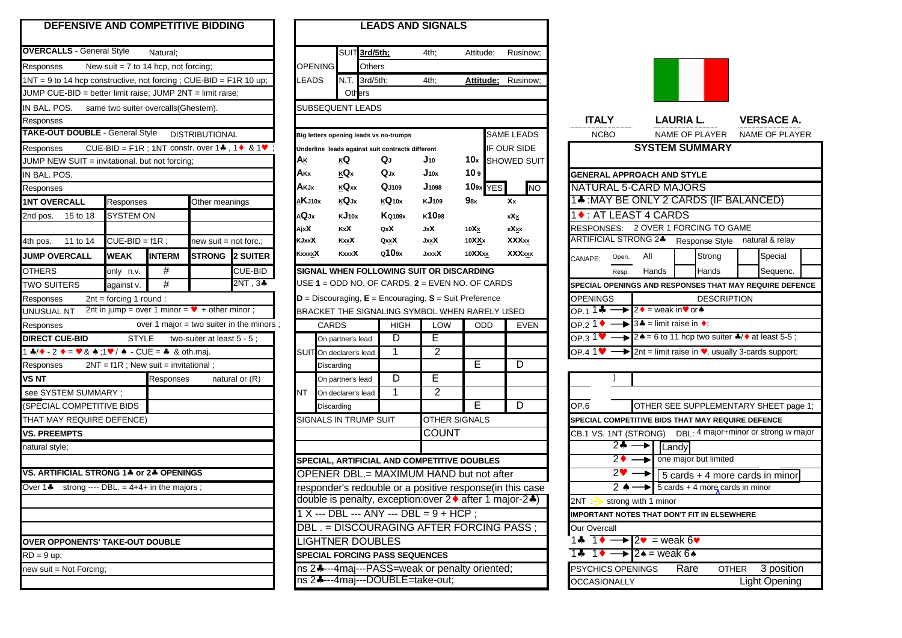## DEFENSIVE AND COMPETITIVE BIDDING

| | | | | |
|---|---|---|---|---|
| **OVERCALLS** - General Style | Natural; | | | |
| Responses | New suit = 7 to 14 hcp, not forcing; | | | |
| 1NT = 9 to 14 hcp constructive, not forcing ; CUE-BID = F1R 10 up; | | | | |
| JUMP CUE-BID = better limit raise; JUMP 2NT = limit raise; | | | | |
| IN BAL. POS. | same two suiter overcalls(Ghestem). | | | |
| Responses | | | | |
| **TAKE-OUT DOUBLE** - General Style | DISTRIBUTIONAL | | | |
| Responses | CUE-BID = F1R ; 1NT constr. over 1♣ , 1♦ & 1♥ ; | | | |
| JUMP NEW SUIT = invitational. but not forcing; | | | | |
| IN BAL. POS. | | | | |
| Responses | | | | |
| **1NT OVERCALL** | Responses | | Other meanings | |
| 2nd pos. 15 to 18 | SYSTEM ON | | | |
| | | | | |
| 4th pos. 11 to 14 | CUE-BID = f1R ; | | new suit = not forc.; | |
| **JUMP OVERCALL** | **WEAK** | **INTERM** | **STRONG** | **2 SUITER** |
| OTHERS | only n.v. | # | | CUE-BID |
| TWO SUITERS | against v. | # | | 2NT , 3♣ |
| Responses | 2nt = forcing 1 round ; | | | |
| UNUSUAL NT | 2nt in jump = over 1 minor = ♥ + other minor ; | | | |
| Responses | over 1 major = two suiter in the minors ; | | | |
| **DIRECT CUE-BID** | STYLE | two-suiter at least 5 - 5 ; | | |
| 1 ♣/♦ - 2 ♦ = ♥ & ♠ ;1♥ / ♠ - CUE = ♣ & oth.maj. | | | | |
| Responses | 2NT = f1R ; New suit = invitational ; | | | |
| **VS NT** | | Responses | natural or (R) | |
| see SYSTEM SUMMARY ; | | | | |
| (SPECIAL COMPETITIVE BIDS | | | | |
| THAT MAY REQUIRE DEFENCE) | | | | |
| **VS. PREEMPTS** | | | | |
| natural style; | | | | |
| | | | | |
| **VS. ARTIFICIAL STRONG 1♣ or 2♣ OPENINGS** | | | | |
| Over 1♣ strong ---- DBL. = 4+4+ in the majors ; | | | | |
| | | | | |
| | | | | |
| | | | | |
| **OVER OPPONENTS' TAKE-OUT DOUBLE** | | | | |
| RD = 9 up; | | | | |
| new suit = Not Forcing; | | | | |

## LEADS AND SIGNALS

| | | | | | |
|---|---|---|---|---|---|
| OPENING LEADS | SUIT | **3rd/5th;** | 4th; | Attitude; | Rusinow; |
| | | Others | | | |
| | N.T. | 3rd/5th; | 4th; | **Attitude;** | Rusinow; |
| | | Others | | | |
| SUBSEQUENT LEADS | | | | | |

Big letters opening leads vs no-trumps
Underline leads against suit contracts different

| | | | | | |
|---|---|---|---|---|---|
| A<u>K</u> | <u>K</u>Q | QJ | J10 | 10x | SAME LEADS IF OUR SIDE SHOWED SUIT |
| AKx | <u>K</u>Qx | QJx | J10x | 109 | |
| AKJx | <u>K</u>Qxx | QJ109 | J1098 | 109x | YES / NO |
| <u>A</u>KJ10x | <u>K</u>QJx | <u>K</u>Q10x | KJ109 | 98x | Xx |
| AQJx | KJ10x | KQ109x | K1098 | | x<u>X</u>x |
| AJxX | KxX | QxX | JxX | 10X<u>x</u> | xX<u>x</u>x |
| KJxxX | KxxX | QxxX | JxxX | 10XX<u>x</u> | XXXxx |
| KxxxxX | KxxxX | Q109x | JxxxX | 10XXxx | XXXxxx |

**SIGNAL WHEN FOLLOWING SUIT OR DISCARDING**

USE **1** = ODD NO. OF CARDS, **2** = EVEN NO. OF CARDS

**D** = Discouraging, **E** = Encouraging, **S** = Suit Preference

BRACKET THE SIGNALING SYMBOL WHEN RARELY USED

| | CARDS | HIGH | LOW | ODD | EVEN |
|---|---|---|---|---|---|
| SUIT | On partner's lead | D | E | | |
| | On declarer's lead | 1 | 2 | | |
| | Discarding | | | E | D |
| NT | On partner's lead | D | E | | |
| | On declarer's lead | 1 | 2 | | |
| | Discarding | | | E | D |

| | |
|---|---|
| SIGNALS IN TRUMP SUIT | OTHER SIGNALS |
| | COUNT |

**SPECIAL, ARTIFICIAL AND COMPETITIVE DOUBLES**

OPENER DBL.= MAXIMUM HAND but not after responder's redouble or a positive response(in this case double is penalty, exception:over 2♦ after 1 major-2♣)

1 X --- DBL --- ANY --- DBL = 9 + HCP ;

DBL . = DISCOURAGING AFTER FORCING PASS ;

LIGHTNER DOUBLES

**SPECIAL FORCING PASS SEQUENCES**

ns 2♣---4maj---PASS=weak or penalty oriented;

ns 2♣---4maj---DOUBLE=take-out;

---

**ITALY** — NCBO

**LAURIA L.** — NAME OF PLAYER

**VERSACE A.** — NAME OF PLAYER

## SYSTEM SUMMARY

**GENERAL APPROACH AND STYLE**

NATURAL 5-CARD MAJORS

1♣ :MAY BE ONLY 2 CARDS (IF BALANCED)

1♦ : AT LEAST 4 CARDS

RESPONSES: 2 OVER 1 FORCING TO GAME

ARTIFICIAL STRONG 2♣ — Response Style: natural & relay

| CANAPE: | Open. | All | | Strong | | Special |
|---|---|---|---|---|---|---|
| | Resp. | Hands | | Hands | | Sequenc. |

**SPECIAL OPENINGS AND RESPONSES THAT MAY REQUIRE DEFENCE**

| OPENINGS | DESCRIPTION |
|---|---|
| OP.1 1♣ → | 2♦ = weak in♥ or♠ |
| OP.2 1♦ → | 3♣ = limit raise in ♦; |
| OP.3 1♥ → | 2♠ = 6 to 11 hcp two suiter ♣/♦ at least 5-5 ; |
| OP.4 1♥ → | 2nt = limit raise in ♥, usually 3-cards support; |
| | |
| ) | |
| | |
| OP.6 | OTHER SEE SUPPLEMENTARY SHEET page 1; |

**SPECIAL COMPETITIVE BIDS THAT MAY REQUIRE DEFENCE**

CB.1 VS. 1NT (STRONG) DBL: 4 major+minor or strong w major

| | |
|---|---|
| 2♣ → | Landy |
| 2♦ → | one major but limited |
| 2♥ → | 5 cards + 4 more cards in minor |
| 2 ♠ → | 5 cards + 4 more cards in minor |
| 2NT : | strong with 1 minor |

**IMPORTANT NOTES THAT DON'T FIT IN ELSEWHERE**

Our Overcall

1♣ 1♦ → 2♥ = weak 6♥

1♣ 1♦ → 2♠ = weak 6♠

| | | | |
|---|---|---|---|
| PSYCHICS OPENINGS | Rare | OTHER | 3 position |
| OCCASIONALLY | | | Light Opening |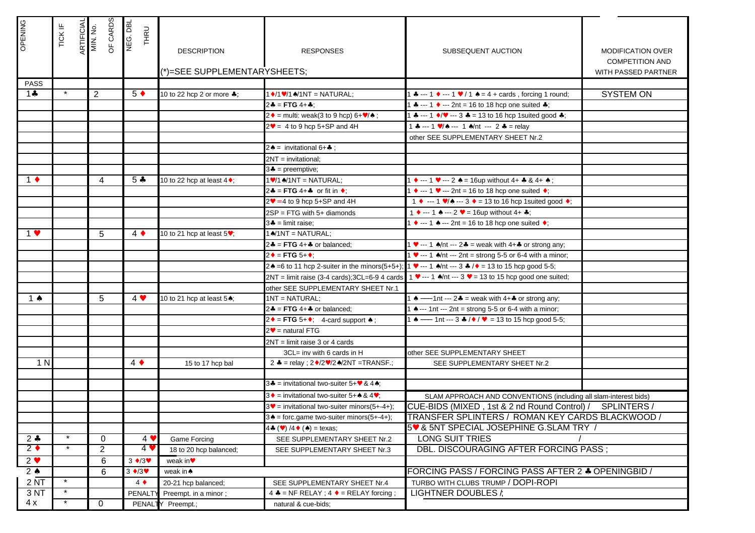| OPENING | TICK IF | ARTIFICIAL | MIN. No. OF CARDS | NEG. DBL THRU | DESCRIPTION (*)=SEE SUPPLEMENTARYSHEETS; | RESPONSES | SUBSEQUENT AUCTION | MODIFICATION OVER COMPETITION AND WITH PASSED PARTNER |
|---|---|---|---|---|---|---|---|---|
| PASS | | | | | | | | |
| 1♣ | * | | 2 | 5 ♦ | 10 to 22 hcp 2 or more ♣; | 1♦/1♥/1♠/1NT = NATURAL; | 1 ♣ --- 1 ♦ --- 1 ♥ / 1 ♠ = 4 + cards , forcing 1 round; | SYSTEM ON |
| | | | | | | 2♣ = **FTG** 4+♣; | 1 ♣ --- 1 ♦ --- 2nt = 16 to 18 hcp one suited ♣; | |
| | | | | | | 2♦ = multi: weak(3 to 9 hcp) 6+♥/♠; | 1 ♣ --- 1 ♦/♥ --- 3 ♣ = 13 to 16 hcp 1suited good ♣; | |
| | | | | | | 2♥ = 4 to 9 hcp 5+SP and 4H | 1 ♣ --- 1 ♥/♠ --- 1 ♠/nt --- 2 ♣ = relay | |
| | | | | | | | other SEE SUPPLEMENTARY SHEET Nr.2 | |
| | | | | | | 2♠ = invitational 6+♣; | | |
| | | | | | | 2NT = invitational; | | |
| | | | | | | 3♣ = preemptive; | | |
| 1 ♦ | | | 4 | 5 ♣ | 10 to 22 hcp at least 4♦; | 1♥/1♠/1NT = NATURAL; | 1 ♦ --- 1 ♥ --- 2 ♠ = 16up without 4+ ♣ & 4+ ♠; | |
| | | | | | | 2♣ = **FTG** 4+♣ or fit in ♦; | 1 ♦ --- 1 ♥ --- 2nt = 16 to 18 hcp one suited ♦; | |
| | | | | | | 2♥ =4 to 9 hcp 5+SP and 4H | 1 ♦ --- 1 ♥/♠ --- 3 ♦ = 13 to 16 hcp 1suited good ♦; | |
| | | | | | | 2SP = FTG with 5+ diamonds | 1 ♦ --- 1 ♠ --- 2 ♥ = 16up without 4+ ♣; | |
| | | | | | | 3♣ = limit raise; | 1 ♦ --- 1 ♠ --- 2nt = 16 to 18 hcp one suited ♦; | |
| 1 ♥ | | | 5 | 4 ♦ | 10 to 21 hcp at least 5♥; | 1♠/1NT = NATURAL; | | |
| | | | | | | 2♣ = **FTG** 4+♣ or balanced; | 1 ♥ --- 1 ♠/nt --- 2♣ = weak with 4+♣ or strong any; | |
| | | | | | | 2♦ = **FTG** 5+♦; | 1 ♥ --- 1 ♠/nt --- 2nt = strong 5-5 or 6-4 with a minor; | |
| | | | | | | 2♠ =6 to 11 hcp 2-suiter in the minors(5+5+); | 1 ♥ --- 1 ♠/nt --- 3 ♣ / ♦ = 13 to 15 hcp good 5-5; | |
| | | | | | | 2NT = limit raise (3-4 cards);3CL=6-9 4 cards | 1 ♥ --- 1 ♠/nt --- 3 ♥ = 13 to 15 hcp good one suited; | |
| | | | | | | other SEE SUPPLEMENTARY SHEET Nr.1 | | |
| 1 ♠ | | | 5 | 4 ♥ | 10 to 21 hcp at least 5♠; | 1NT = NATURAL; | 1 ♠ ——1nt --- 2♣ = weak with 4+♣ or strong any; | |
| | | | | | | 2♣ = **FTG** 4+♣ or balanced; | 1 ♠ --- 1nt --- 2nt = strong 5-5 or 6-4 with a minor; | |
| | | | | | | 2♦ = **FTG** 5+♦; 4-card support ♠; | 1 ♠ —— 1nt --- 3 ♣ / ♦ / ♥ = 13 to 15 hcp good 5-5; | |
| | | | | | | 2♥ = natural FTG | | |
| | | | | | | 2NT = limit raise 3 or 4 cards | | |
| | | | | | | 3CL= inv with 6 cards in H | other SEE SUPPLEMENTARY SHEET | |
| 1 N | | | | 4 ♦ | 15 to 17 hcp bal | 2 ♣ = relay ; 2♦/2♥/2♠/2NT =TRANSF.; | SEE SUPPLEMENTARY SHEET Nr.2 | |
| | | | | | | | | |
| | | | | | | 3♣ = invitational two-suiter 5+♥ & 4♠; | | |
| | | | | | | 3♦ = invitational two-suiter 5+♠ & 4♥; | SLAM APPROACH AND CONVENTIONS (including all slam-interest bids) | |
| | | | | | | 3♥ = invitational two-suiter minors(5+-4+); | CUE-BIDS (MIXED , 1st & 2 nd Round Control) / SPLINTERS / | |
| | | | | | | 3♠ = forc.game two-suiter minors(5+-4+); | TRANSFER SPLINTERS / ROMAN KEY CARDS BLACKWOOD / | |
| | | | | | | 4♣ (♥) /4♦ (♠) = texas; | 5♥ & 5NT SPECIAL JOSEPHINE G.SLAM TRY / | |
| 2 ♣ | * | | 0 | 4 ♥ | Game Forcing | SEE SUPPLEMENTARY SHEET Nr.2 | LONG SUIT TRIES / | |
| 2 ♦ | * | | 2 | 4 ♥ | 18 to 20 hcp balanced; | SEE SUPPLEMENTARY SHEET Nr.3 | DBL. DISCOURAGING AFTER FORCING PASS ; | |
| 2 ♥ | | | 6 | 3 ♦/3♥ | weak in♥ | | | |
| 2 ♠ | | | 6 | 3 ♦/3♥ | weak in ♠ | | FORCING PASS / FORCING PASS AFTER 2 ♣ OPENINGBID / | |
| 2 NT | * | | | 4 ♦ | 20-21 hcp balanced; | SEE SUPPLEMENTARY SHEET Nr.4 | TURBO WITH CLUBS TRUMP / DOPI-ROPI | |
| 3 NT | * | | | PENALTY | Preempt. in a minor ; | 4 ♣ = NF RELAY ; 4 ♦ = RELAY forcing ; | LIGHTNER DOUBLES /; | |
| 4 x | * | | 0 | PENALTY | Preempt.; | natural & cue-bids; | | |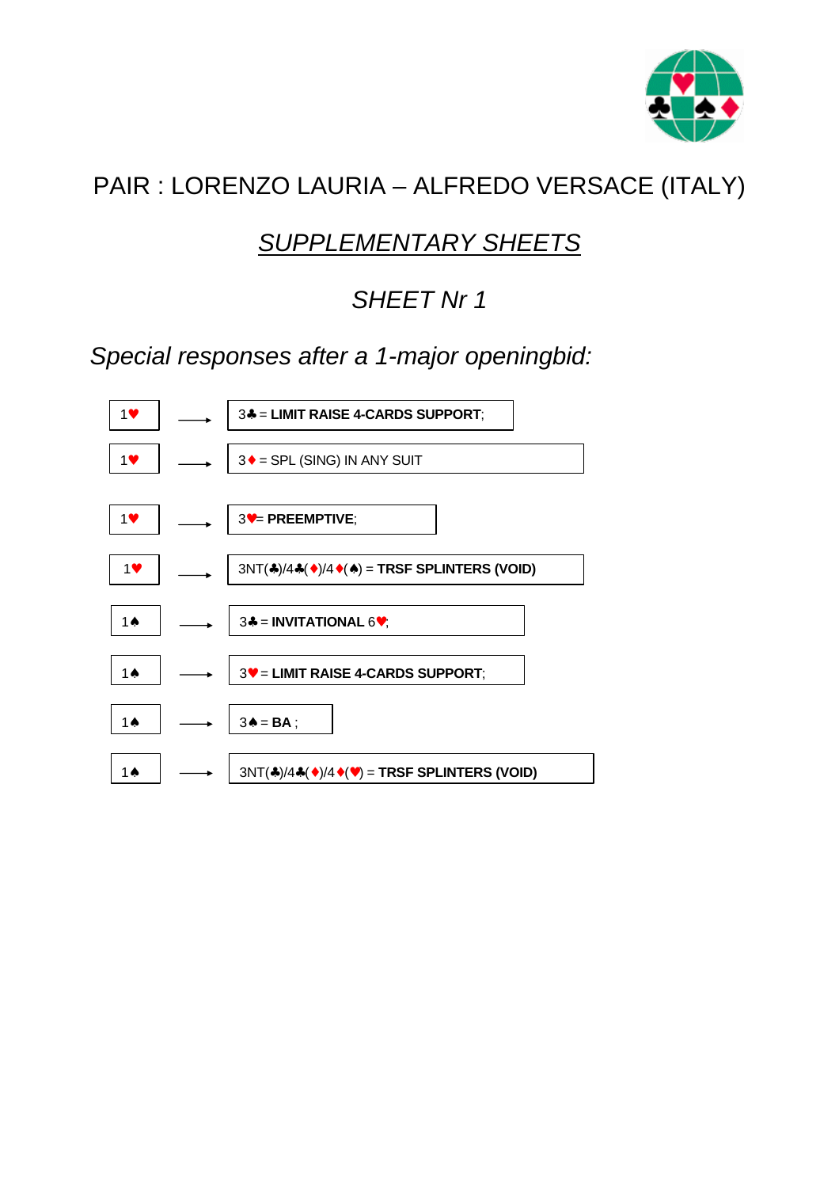# PAIR : LORENZO LAURIA – ALFREDO VERSACE (ITALY)

## *SUPPLEMENTARY SHEETS*

## *SHEET Nr 1*

### *Special responses after a 1-major openingbid:*

| Opening | | Response |
|---|---|---|
| 1♥ | → | 3♣ = **LIMIT RAISE 4-CARDS SUPPORT**; |
| 1♥ | → | 3♦ = SPL (SING) IN ANY SUIT |
| 1♥ | → | 3♥= **PREEMPTIVE**; |
| 1♥ | → | 3NT(♣)/4♣(♦)/4♦(♠) = **TRSF SPLINTERS (VOID)** |
| 1♠ | → | 3♣ = **INVITATIONAL** 6♥; |
| 1♠ | → | 3♥ = **LIMIT RAISE 4-CARDS SUPPORT**; |
| 1♠ | → | 3♠ = **BA** ; |
| 1♠ | → | 3NT(♣)/4♣(♦)/4♦(♥) = **TRSF SPLINTERS (VOID)** |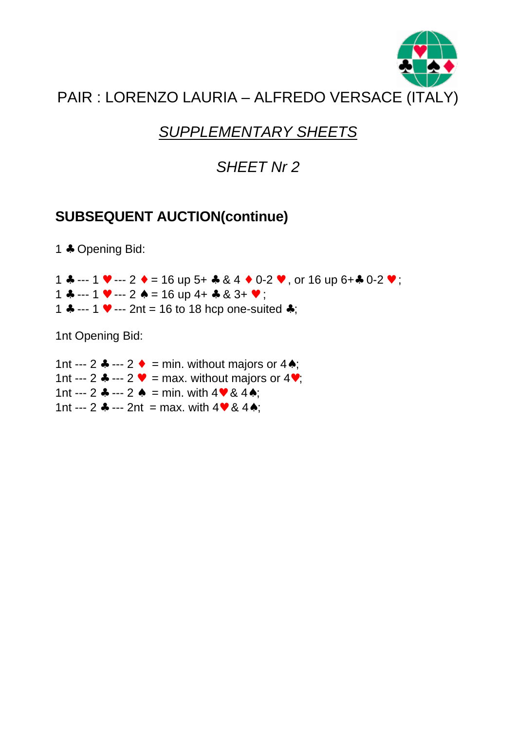PAIR : LORENZO LAURIA – ALFREDO VERSACE (ITALY)

## *SUPPLEMENTARY SHEETS*

### *SHEET Nr 2*

## SUBSEQUENT AUCTION(continue)

1 ♣ Opening Bid:

1 ♣ --- 1 ♥ --- 2 ♦ = 16 up 5+ ♣ & 4 ♦ 0-2 ♥, or 16 up 6+♣ 0-2 ♥;
1 ♣ --- 1 ♥ --- 2 ♠ = 16 up 4+ ♣ & 3+ ♥;
1 ♣ --- 1 ♥ --- 2nt = 16 to 18 hcp one-suited ♣;

1nt Opening Bid:

1nt --- 2 ♣ --- 2 ♦ = min. without majors or 4♠;
1nt --- 2 ♣ --- 2 ♥ = max. without majors or 4♥;
1nt --- 2 ♣ --- 2 ♠ = min. with 4♥ & 4♠;
1nt --- 2 ♣ --- 2nt = max. with 4♥ & 4♠;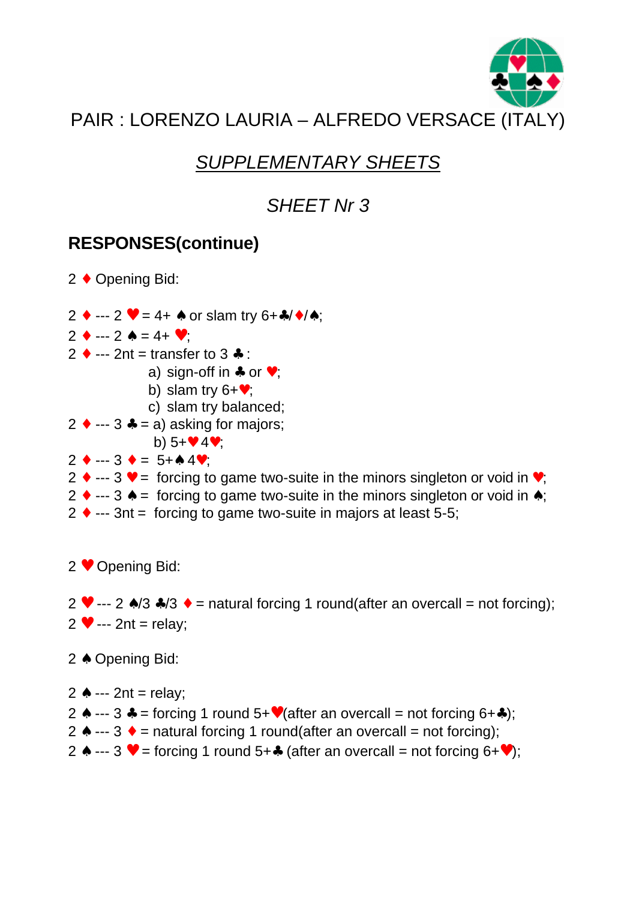PAIR : LORENZO LAURIA – ALFREDO VERSACE (ITALY)

## *SUPPLEMENTARY SHEETS*

*SHEET Nr 3*

## RESPONSES(continue)

2 ♦ Opening Bid:

2 ♦ --- 2 ♥ = 4+ ♠ or slam try 6+♣/♦/♠;
2 ♦ --- 2 ♠ = 4+ ♥;
2 ♦ --- 2nt = transfer to 3 ♣:
a) sign-off in ♣ or ♥;
b) slam try 6+♥;
c) slam try balanced;
2 ♦ --- 3 ♣ = a) asking for majors;
b) 5+♥ 4♥;
2 ♦ --- 3 ♦ = 5+♠ 4♥;
2 ♦ --- 3 ♥ = forcing to game two-suite in the minors singleton or void in ♥;
2 ♦ --- 3 ♠ = forcing to game two-suite in the minors singleton or void in ♠;
2 ♦ --- 3nt = forcing to game two-suite in majors at least 5-5;

2 ♥ Opening Bid:

2 ♥ --- 2 ♠/3 ♣/3 ♦ = natural forcing 1 round(after an overcall = not forcing);
2 ♥ --- 2nt = relay;

2 ♠ Opening Bid:

2 ♠ --- 2nt = relay;
2 ♠ --- 3 ♣ = forcing 1 round 5+♥(after an overcall = not forcing 6+♣);
2 ♠ --- 3 ♦ = natural forcing 1 round(after an overcall = not forcing);
2 ♠ --- 3 ♥ = forcing 1 round 5+♣ (after an overcall = not forcing 6+♥);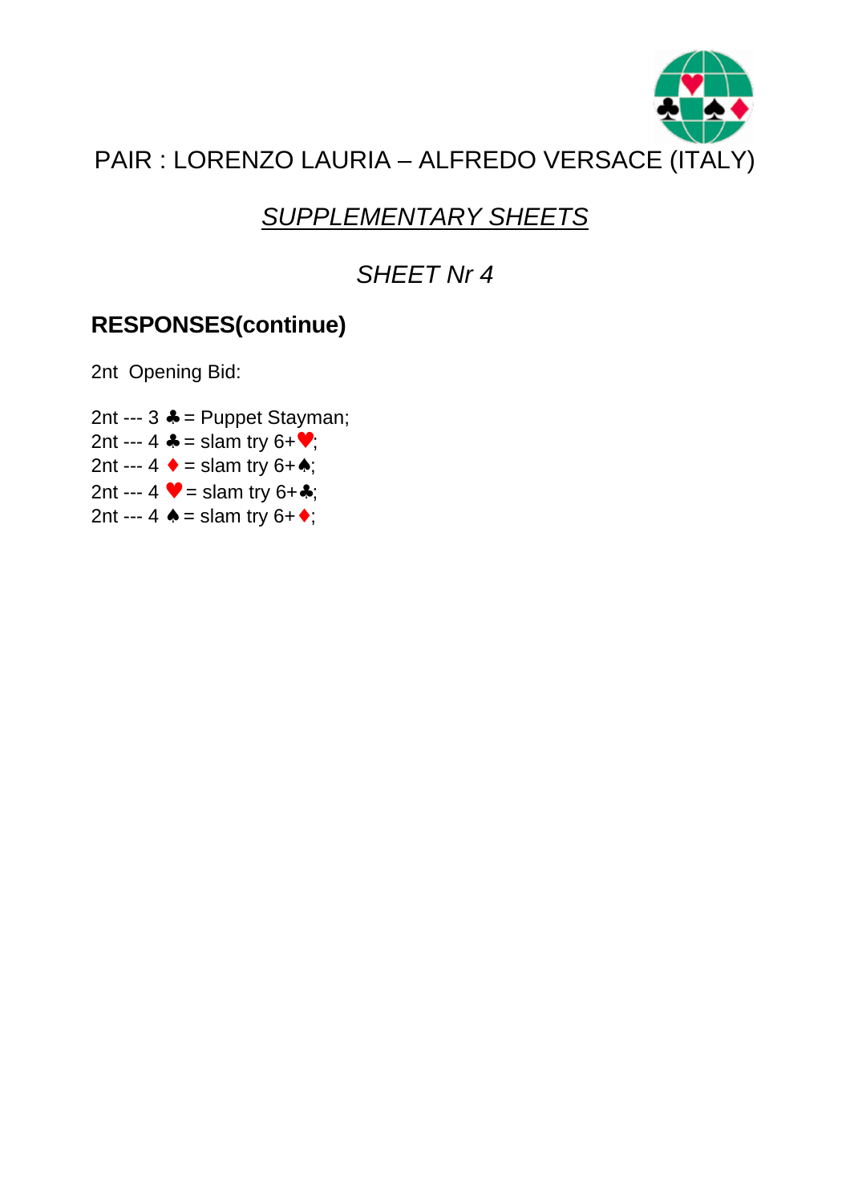PAIR : LORENZO LAURIA – ALFREDO VERSACE (ITALY)

## *SUPPLEMENTARY SHEETS*

### *SHEET Nr 4*

## RESPONSES(continue)

2nt Opening Bid:

2nt --- 3 ♣ = Puppet Stayman;
2nt --- 4 ♣ = slam try 6+♥;
2nt --- 4 ♦ = slam try 6+♠;
2nt --- 4 ♥ = slam try 6+♣;
2nt --- 4 ♠ = slam try 6+♦;